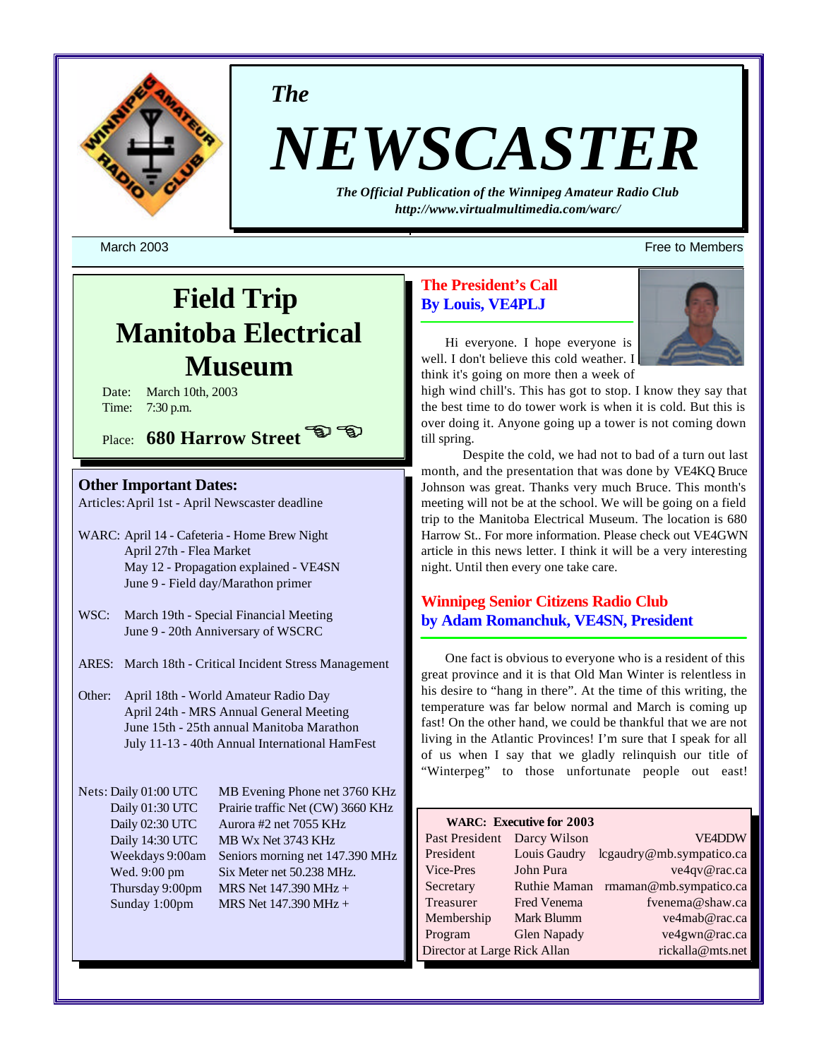*The*

# NEWSCASTER

***The Official Publication of the Winnipeg Amateur Radio Club***
***http://www.virtualmultimedia.com/warc/***

March 2003 — Free to Members

## Field Trip Manitoba Electrical Museum

Date: March 10th, 2003
Time: 7:30 p.m.

Place: **680 Harrow Street**

### Other Important Dates:

Articles: April 1st - April Newscaster deadline

WARC: April 14 - Cafeteria - Home Brew Night
April 27th - Flea Market
May 12 - Propagation explained - VE4SN
June 9 - Field day/Marathon primer

WSC: March 19th - Special Financial Meeting
June 9 - 20th Anniversary of WSCRC

ARES: March 18th - Critical Incident Stress Management

Other: April 18th - World Amateur Radio Day
April 24th - MRS Annual General Meeting
June 15th - 25th annual Manitoba Marathon
July 11-13 - 40th Annual International HamFest

| Nets: | |
|---|---|
| Daily 01:00 UTC | MB Evening Phone net 3760 KHz |
| Daily 01:30 UTC | Prairie traffic Net (CW) 3660 KHz |
| Daily 02:30 UTC | Aurora #2 net 7055 KHz |
| Daily 14:30 UTC | MB Wx Net 3743 KHz |
| Weekdays 9:00am | Seniors morning net 147.390 MHz |
| Wed. 9:00 pm | Six Meter net 50.238 MHz. |
| Thursday 9:00pm | MRS Net 147.390 MHz + |
| Sunday 1:00pm | MRS Net 147.390 MHz + |

## The President's Call
## By Louis, VE4PLJ

Hi everyone. I hope everyone is well. I don't believe this cold weather. I think it's going on more then a week of high wind chill's. This has got to stop. I know they say that the best time to do tower work is when it is cold. But this is over doing it. Anyone going up a tower is not coming down till spring.

Despite the cold, we had not to bad of a turn out last month, and the presentation that was done by VE4KQ Bruce Johnson was great. Thanks very much Bruce. This month's meeting will not be at the school. We will be going on a field trip to the Manitoba Electrical Museum. The location is 680 Harrow St.. For more information. Please check out VE4GWN article in this news letter. I think it will be a very interesting night. Until then every one take care.

## Winnipeg Senior Citizens Radio Club
## by Adam Romanchuk, VE4SN, President

One fact is obvious to everyone who is a resident of this great province and it is that Old Man Winter is relentless in his desire to "hang in there". At the time of this writing, the temperature was far below normal and March is coming up fast! On the other hand, we could be thankful that we are not living in the Atlantic Provinces! I'm sure that I speak for all of us when I say that we gladly relinquish our title of "Winterpeg" to those unfortunate people out east!

**WARC: Executive for 2003**

| | | |
|---|---|---|
| Past President | Darcy Wilson | VE4DDW |
| President | Louis Gaudry | lcgaudry@mb.sympatico.ca |
| Vice-Pres | John Pura | ve4qv@rac.ca |
| Secretary | Ruthie Maman | rmaman@mb.sympatico.ca |
| Treasurer | Fred Venema | fvenema@shaw.ca |
| Membership | Mark Blumm | ve4mab@rac.ca |
| Program | Glen Napady | ve4gwn@rac.ca |
| Director at Large | Rick Allan | rickalla@mts.net |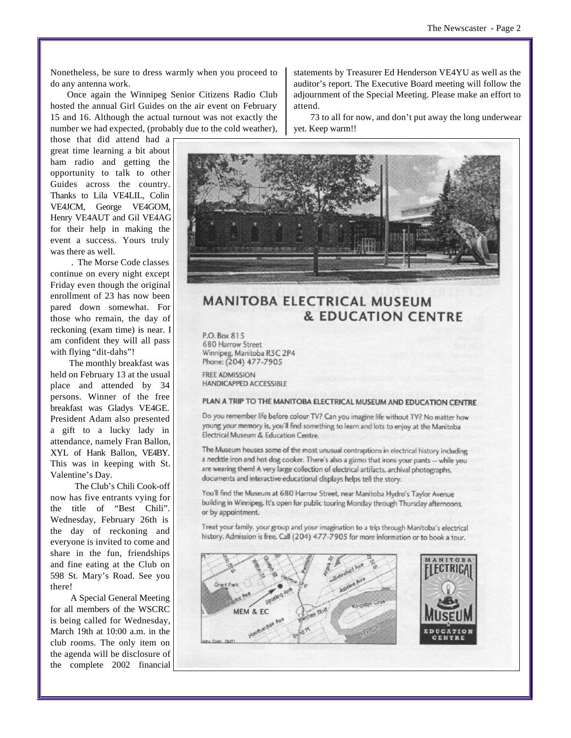Nonetheless, be sure to dress warmly when you proceed to do any antenna work.

Once again the Winnipeg Senior Citizens Radio Club hosted the annual Girl Guides on the air event on February 15 and 16. Although the actual turnout was not exactly the number we had expected, (probably due to the cold weather), those that did attend had a great time learning a bit about ham radio and getting the opportunity to talk to other Guides across the country. Thanks to Lila VE4LIL, Colin VE4JCM, George VE4GOM, Henry VE4AUT and Gil VE4AG for their help in making the event a success. Yours truly was there as well.

. The Morse Code classes continue on every night except Friday even though the original enrollment of 23 has now been pared down somewhat. For those who remain, the day of reckoning (exam time) is near. I am confident they will all pass with flying "dit-dahs"!

The monthly breakfast was held on February 13 at the usual place and attended by 34 persons. Winner of the free breakfast was Gladys VE4GE. President Adam also presented a gift to a lucky lady in attendance, namely Fran Ballon, XYL of Hank Ballon, VE4BY. This was in keeping with St. Valentine's Day.

The Club's Chili Cook-off now has five entrants vying for the title of "Best Chili". Wednesday, February 26th is the day of reckoning and everyone is invited to come and share in the fun, friendships and fine eating at the Club on 598 St. Mary's Road. See you there!

A Special General Meeting for all members of the WSCRC is being called for Wednesday, March 19th at 10:00 a.m. in the club rooms. The only item on the agenda will be disclosure of the complete 2002 financial statements by Treasurer Ed Henderson VE4YU as well as the auditor's report. The Executive Board meeting will follow the adjournment of the Special Meeting. Please make an effort to attend.

73 to all for now, and don't put away the long underwear yet. Keep warm!!

## MANITOBA ELECTRICAL MUSEUM & EDUCATION CENTRE

P.O. Box 815
680 Harrow Street
Winnipeg, Manitoba R3C 2P4
Phone: (204) 477-7905

FREE ADMISSION
HANDICAPPED ACCESSIBLE

### PLAN A TRIP TO THE MANITOBA ELECTRICAL MUSEUM AND EDUCATION CENTRE

Do you remember life before colour TV? Can you imagine life without TV? No matter how young your memory is, you'll find something to learn and lots to enjoy at the Manitoba Electrical Museum & Education Centre.

The Museum houses some of the most unusual contraptions in electrical history including a necktie iron and hot dog cooker. There's also a gizmo that irons your pants -- while you are wearing them! A very large collection of electrical artifacts, archival photographs, documents and interactive educational displays helps tell the story.

You'll find the Museum at 680 Harrow Street, near Manitoba Hydro's Taylor Avenue building in Winnipeg. It's open for public touring Monday through Thursday afternoons, or by appointment.

Treat your family, your group and your imagination to a trip through Manitoba's electrical history. Admission is free. Call (204) 477-7905 for more information or to book a tour.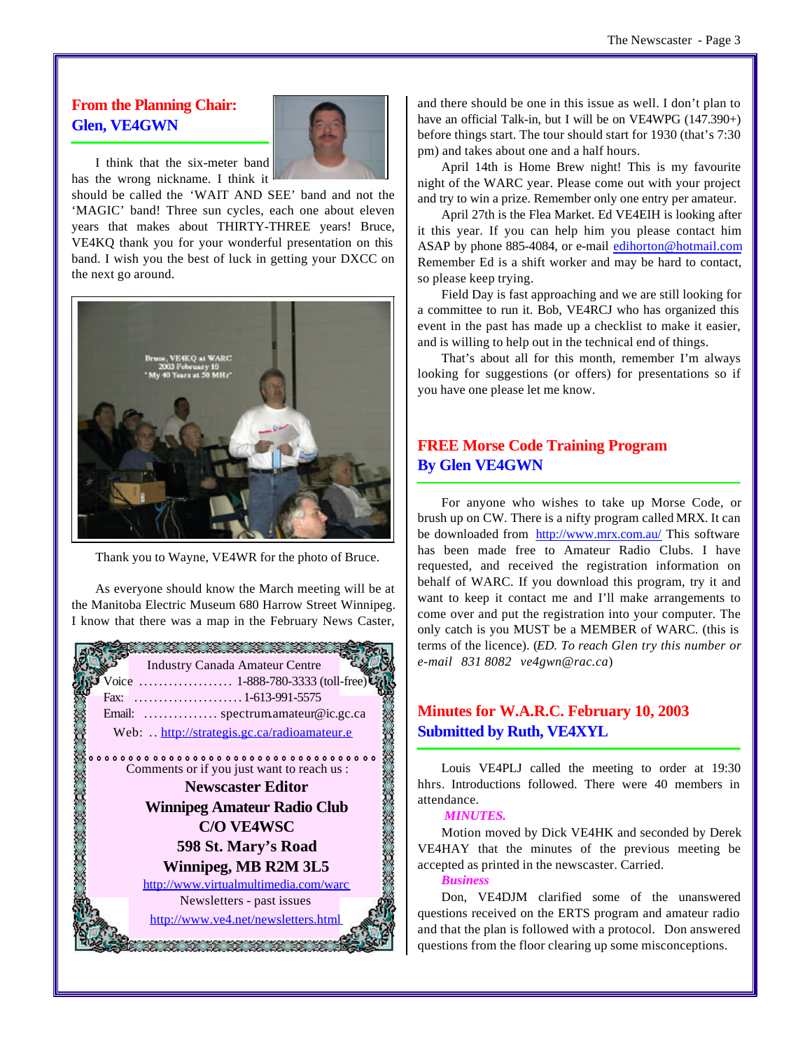## From the Planning Chair: Glen, VE4GWN

I think that the six-meter band has the wrong nickname. I think it should be called the 'WAIT AND SEE' band and not the 'MAGIC' band! Three sun cycles, each one about eleven years that makes about THIRTY-THREE years! Bruce, VE4KQ thank you for your wonderful presentation on this band. I wish you the best of luck in getting your DXCC on the next go around.

Thank you to Wayne, VE4WR for the photo of Bruce.

As everyone should know the March meeting will be at the Manitoba Electric Museum 680 Harrow Street Winnipeg. I know that there was a map in the February News Caster, and there should be one in this issue as well. I don't plan to have an official Talk-in, but I will be on VE4WPG (147.390+) before things start. The tour should start for 1930 (that's 7:30 pm) and takes about one and a half hours.

April 14th is Home Brew night! This is my favourite night of the WARC year. Please come out with your project and try to win a prize. Remember only one entry per amateur.

April 27th is the Flea Market. Ed VE4EIH is looking after it this year. If you can help him you please contact him ASAP by phone 885-4084, or e-mail edihorton@hotmail.com Remember Ed is a shift worker and may be hard to contact, so please keep trying.

Field Day is fast approaching and we are still looking for a committee to run it. Bob, VE4RCJ who has organized this event in the past has made up a checklist to make it easier, and is willing to help out in the technical end of things.

That's about all for this month, remember I'm always looking for suggestions (or offers) for presentations so if you have one please let me know.

---

Industry Canada Amateur Centre
Voice ................... 1-888-780-3333 (toll-free)
Fax: ...................... 1-613-991-5575
Email: ............... spectrum.amateur@ic.gc.ca
Web: .. http://strategis.gc.ca/radioamateur.e

Comments or if you just want to reach us :

**Newscaster Editor**
**Winnipeg Amateur Radio Club**
**C/O VE4WSC**
**598 St. Mary's Road**
**Winnipeg, MB R2M 3L5**

http://www.virtualmultimedia.com/warc

Newsletters - past issues

http://www.ve4.net/newsletters.html

---

## FREE Morse Code Training Program
## By Glen VE4GWN

For anyone who wishes to take up Morse Code, or brush up on CW. There is a nifty program called MRX. It can be downloaded from http://www.mrx.com.au/ This software has been made free to Amateur Radio Clubs. I have requested, and received the registration information on behalf of WARC. If you download this program, try it and want to keep it contact me and I'll make arrangements to come over and put the registration into your computer. The only catch is you MUST be a MEMBER of WARC. (this is terms of the licence). (*ED. To reach Glen try this number or e-mail 831 8082 ve4gwn@rac.ca*)

## Minutes for W.A.R.C. February 10, 2003
## Submitted by Ruth, VE4XYL

Louis VE4PLJ called the meeting to order at 19:30 hhrs. Introductions followed. There were 40 members in attendance.

***MINUTES.***

Motion moved by Dick VE4HK and seconded by Derek VE4HAY that the minutes of the previous meeting be accepted as printed in the newscaster. Carried.

***Business***

Don, VE4DJM clarified some of the unanswered questions received on the ERTS program and amateur radio and that the plan is followed with a protocol. Don answered questions from the floor clearing up some misconceptions.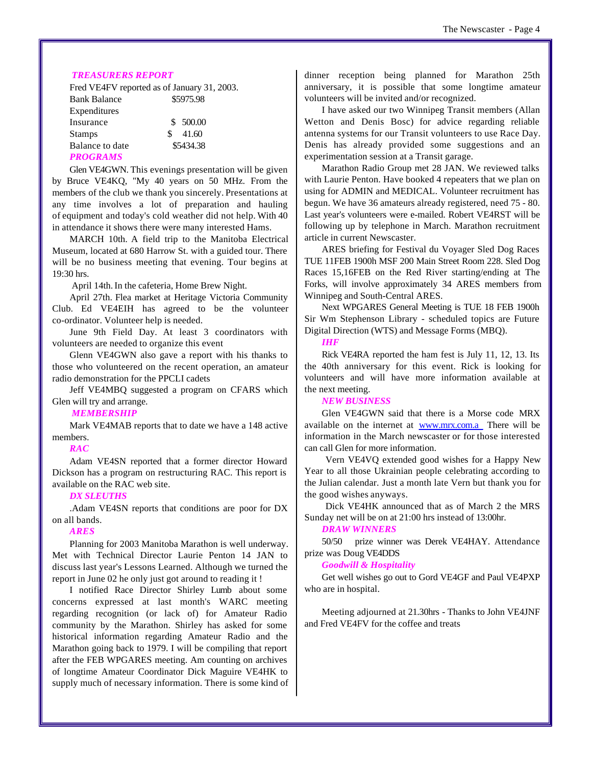### *TREASURERS REPORT*

Fred VE4FV reported as of January 31, 2003.

| | |
|---|---|
| Bank Balance | $5975.98 |
| Expenditures | |
| Insurance | $ 500.00 |
| Stamps | $ 41.60 |
| Balance to date | $5434.38 |

### *PROGRAMS*

Glen VE4GWN. This evenings presentation will be given by Bruce VE4KQ, "My 40 years on 50 MHz. From the members of the club we thank you sincerely. Presentations at any time involves a lot of preparation and hauling of equipment and today's cold weather did not help. With 40 in attendance it shows there were many interested Hams.

MARCH 10th. A field trip to the Manitoba Electrical Museum, located at 680 Harrow St. with a guided tour. There will be no business meeting that evening. Tour begins at 19:30 hrs.

April 14th. In the cafeteria, Home Brew Night.

April 27th. Flea market at Heritage Victoria Community Club. Ed VE4EIH has agreed to be the volunteer co-ordinator. Volunteer help is needed.

June 9th Field Day. At least 3 coordinators with volunteers are needed to organize this event

Glenn VE4GWN also gave a report with his thanks to those who volunteered on the recent operation, an amateur radio demonstration for the PPCLI cadets

Jeff VE4MBQ suggested a program on CFARS which Glen will try and arrange.

### *MEMBERSHIP*

Mark VE4MAB reports that to date we have a 148 active members.

### *RAC*

Adam VE4SN reported that a former director Howard Dickson has a program on restructuring RAC. This report is available on the RAC web site.

### *DX SLEUTHS*

.Adam VE4SN reports that conditions are poor for DX on all bands.

### *ARES*

Planning for 2003 Manitoba Marathon is well underway. Met with Technical Director Laurie Penton 14 JAN to discuss last year's Lessons Learned. Although we turned the report in June 02 he only just got around to reading it !

I notified Race Director Shirley Lumb about some concerns expressed at last month's WARC meeting regarding recognition (or lack of) for Amateur Radio community by the Marathon. Shirley has asked for some historical information regarding Amateur Radio and the Marathon going back to 1979. I will be compiling that report after the FEB WPGARES meeting. Am counting on archives of longtime Amateur Coordinator Dick Maguire VE4HK to supply much of necessary information. There is some kind of dinner reception being planned for Marathon 25th anniversary, it is possible that some longtime amateur volunteers will be invited and/or recognized.

I have asked our two Winnipeg Transit members (Allan Wetton and Denis Bosc) for advice regarding reliable antenna systems for our Transit volunteers to use Race Day. Denis has already provided some suggestions and an experimentation session at a Transit garage.

Marathon Radio Group met 28 JAN. We reviewed talks with Laurie Penton. Have booked 4 repeaters that we plan on using for ADMIN and MEDICAL. Volunteer recruitment has begun. We have 36 amateurs already registered, need 75 - 80. Last year's volunteers were e-mailed. Robert VE4RST will be following up by telephone in March. Marathon recruitment article in current Newscaster.

ARES briefing for Festival du Voyager Sled Dog Races TUE 11FEB 1900h MSF 200 Main Street Room 228. Sled Dog Races 15,16FEB on the Red River starting/ending at The Forks, will involve approximately 34 ARES members from Winnipeg and South-Central ARES.

Next WPGARES General Meeting is TUE 18 FEB 1900h Sir Wm Stephenson Library - scheduled topics are Future Digital Direction (WTS) and Message Forms (MBQ).

### *IHF*

Rick VE4RA reported the ham fest is July 11, 12, 13. Its the 40th anniversary for this event. Rick is looking for volunteers and will have more information available at the next meeting.

### *NEW BUSINESS*

Glen VE4GWN said that there is a Morse code MRX available on the internet at www.mrx.com.a There will be information in the March newscaster or for those interested can call Glen for more information.

Vern VE4VQ extended good wishes for a Happy New Year to all those Ukrainian people celebrating according to the Julian calendar. Just a month late Vern but thank you for the good wishes anyways.

Dick VE4HK announced that as of March 2 the MRS Sunday net will be on at 21:00 hrs instead of 13:00hr.

### *DRAW WINNERS*

50/50 prize winner was Derek VE4HAY. Attendance prize was Doug VE4DDS

### *Goodwill & Hospitality*

Get well wishes go out to Gord VE4GF and Paul VE4PXP who are in hospital.

Meeting adjourned at 21.30hrs - Thanks to John VE4JNF and Fred VE4FV for the coffee and treats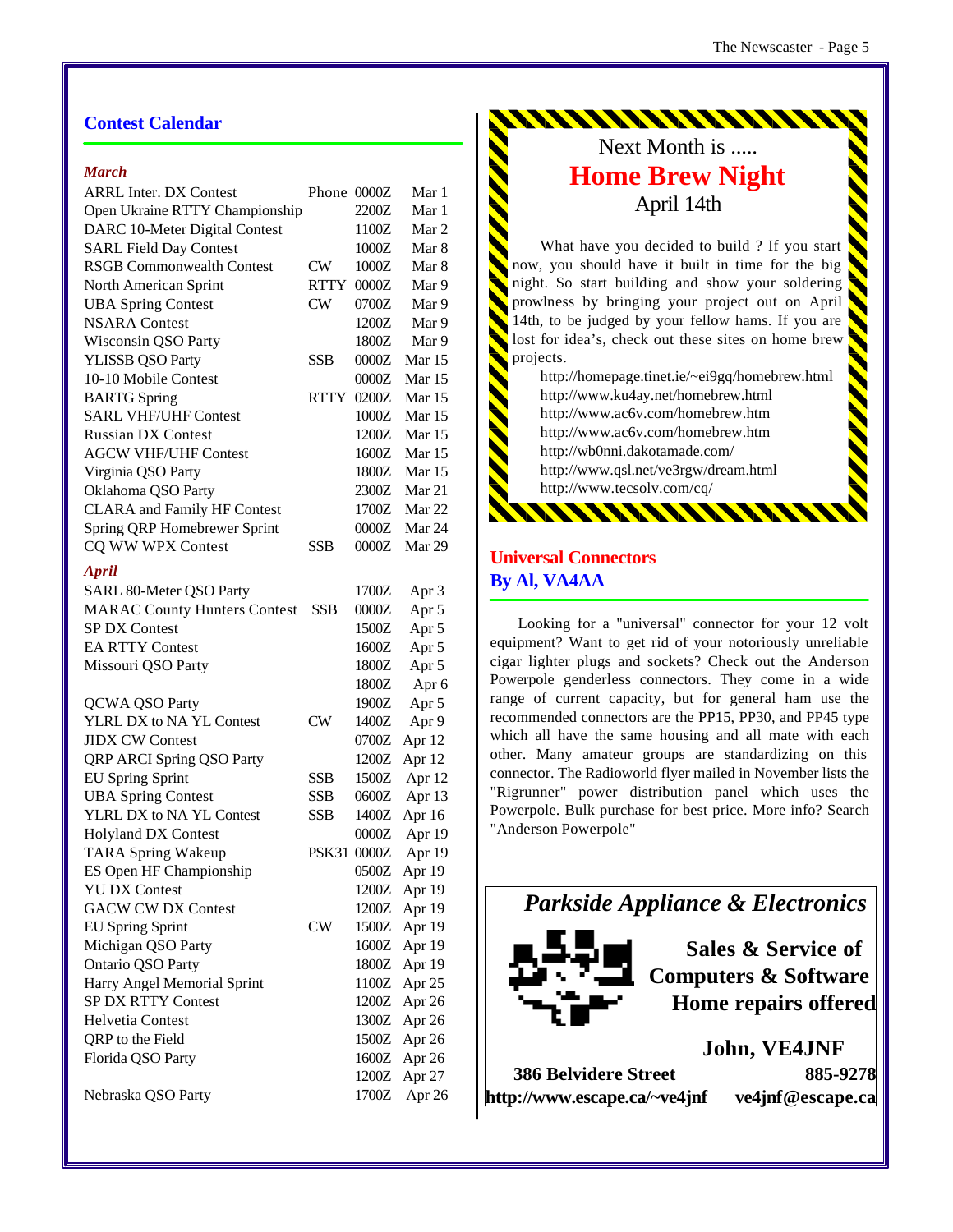## Contest Calendar

### *March*

| Contest | Mode | Time | Date |
|---|---|---|---|
| ARRL Inter. DX Contest | Phone | 0000Z | Mar 1 |
| Open Ukraine RTTY Championship | | 2200Z | Mar 1 |
| DARC 10-Meter Digital Contest | | 1100Z | Mar 2 |
| SARL Field Day Contest | | 1000Z | Mar 8 |
| RSGB Commonwealth Contest | CW | 1000Z | Mar 8 |
| North American Sprint | RTTY | 0000Z | Mar 9 |
| UBA Spring Contest | CW | 0700Z | Mar 9 |
| NSARA Contest | | 1200Z | Mar 9 |
| Wisconsin QSO Party | | 1800Z | Mar 9 |
| YLISSB QSO Party | SSB | 0000Z | Mar 15 |
| 10-10 Mobile Contest | | 0000Z | Mar 15 |
| BARTG Spring | RTTY | 0200Z | Mar 15 |
| SARL VHF/UHF Contest | | 1000Z | Mar 15 |
| Russian DX Contest | | 1200Z | Mar 15 |
| AGCW VHF/UHF Contest | | 1600Z | Mar 15 |
| Virginia QSO Party | | 1800Z | Mar 15 |
| Oklahoma QSO Party | | 2300Z | Mar 21 |
| CLARA and Family HF Contest | | 1700Z | Mar 22 |
| Spring QRP Homebrewer Sprint | | 0000Z | Mar 24 |
| CQ WW WPX Contest | SSB | 0000Z | Mar 29 |

### *April*

| Contest | Mode | Time | Date |
|---|---|---|---|
| SARL 80-Meter QSO Party | | 1700Z | Apr 3 |
| MARAC County Hunters Contest | SSB | 0000Z | Apr 5 |
| SP DX Contest | | 1500Z | Apr 5 |
| EA RTTY Contest | | 1600Z | Apr 5 |
| Missouri QSO Party | | 1800Z | Apr 5 |
| | | 1800Z | Apr 6 |
| QCWA QSO Party | | 1900Z | Apr 5 |
| YLRL DX to NA YL Contest | CW | 1400Z | Apr 9 |
| JIDX CW Contest | | 0700Z | Apr 12 |
| QRP ARCI Spring QSO Party | | 1200Z | Apr 12 |
| EU Spring Sprint | SSB | 1500Z | Apr 12 |
| UBA Spring Contest | SSB | 0600Z | Apr 13 |
| YLRL DX to NA YL Contest | SSB | 1400Z | Apr 16 |
| Holyland DX Contest | | 0000Z | Apr 19 |
| TARA Spring Wakeup | PSK31 | 0000Z | Apr 19 |
| ES Open HF Championship | | 0500Z | Apr 19 |
| YU DX Contest | | 1200Z | Apr 19 |
| GACW CW DX Contest | | 1200Z | Apr 19 |
| EU Spring Sprint | CW | 1500Z | Apr 19 |
| Michigan QSO Party | | 1600Z | Apr 19 |
| Ontario QSO Party | | 1800Z | Apr 19 |
| Harry Angel Memorial Sprint | | 1100Z | Apr 25 |
| SP DX RTTY Contest | | 1200Z | Apr 26 |
| Helvetia Contest | | 1300Z | Apr 26 |
| QRP to the Field | | 1500Z | Apr 26 |
| Florida QSO Party | | 1600Z | Apr 26 |
| | | 1200Z | Apr 27 |
| Nebraska QSO Party | | 1700Z | Apr 26 |

Next Month is .....

## Home Brew Night

April 14th

What have you decided to build ? If you start now, you should have it built in time for the big night. So start building and show your soldering prowlness by bringing your project out on April 14th, to be judged by your fellow hams. If you are lost for idea's, check out these sites on home brew projects.

http://homepage.tinet.ie/~ei9gq/homebrew.html
http://www.ku4ay.net/homebrew.html
http://www.ac6v.com/homebrew.htm
http://www.ac6v.com/homebrew.htm
http://wb0nni.dakotamade.com/
http://www.qsl.net/ve3rgw/dream.html
http://www.tecsolv.com/cq/

## Universal Connectors
## By Al, VA4AA

Looking for a "universal" connector for your 12 volt equipment? Want to get rid of your notoriously unreliable cigar lighter plugs and sockets? Check out the Anderson Powerpole genderless connectors. They come in a wide range of current capacity, but for general ham use the recommended connectors are the PP15, PP30, and PP45 type which all have the same housing and all mate with each other. Many amateur groups are standardizing on this connector. The Radioworld flyer mailed in November lists the "Rigrunner" power distribution panel which uses the Powerpole. Bulk purchase for best price. More info? Search "Anderson Powerpole"

***Parkside Appliance & Electronics***

**Sales & Service of Computers & Software**
**Home repairs offered**

**John, VE4JNF**

**386 Belvidere Street** **885-9278**
**http://www.escape.ca/~ve4jnf** **ve4jnf@escape.ca**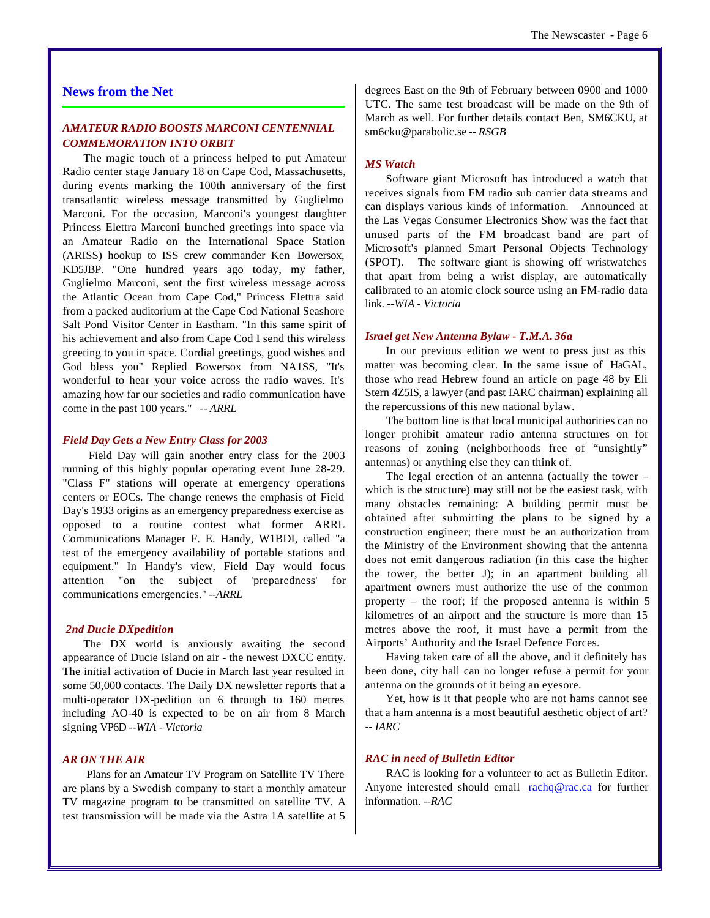## News from the Net

### *AMATEUR RADIO BOOSTS MARCONI CENTENNIAL COMMEMORATION INTO ORBIT*

The magic touch of a princess helped to put Amateur Radio center stage January 18 on Cape Cod, Massachusetts, during events marking the 100th anniversary of the first transatlantic wireless message transmitted by Guglielmo Marconi. For the occasion, Marconi's youngest daughter Princess Elettra Marconi launched greetings into space via an Amateur Radio on the International Space Station (ARISS) hookup to ISS crew commander Ken Bowersox, KD5JBP. "One hundred years ago today, my father, Guglielmo Marconi, sent the first wireless message across the Atlantic Ocean from Cape Cod," Princess Elettra said from a packed auditorium at the Cape Cod National Seashore Salt Pond Visitor Center in Eastham. "In this same spirit of his achievement and also from Cape Cod I send this wireless greeting to you in space. Cordial greetings, good wishes and God bless you" Replied Bowersox from NA1SS, "It's wonderful to hear your voice across the radio waves. It's amazing how far our societies and radio communication have come in the past 100 years." -- *ARRL*

### *Field Day Gets a New Entry Class for 2003*

Field Day will gain another entry class for the 2003 running of this highly popular operating event June 28-29. "Class F" stations will operate at emergency operations centers or EOCs. The change renews the emphasis of Field Day's 1933 origins as an emergency preparedness exercise as opposed to a routine contest what former ARRL Communications Manager F. E. Handy, W1BDI, called "a test of the emergency availability of portable stations and equipment." In Handy's view, Field Day would focus attention "on the subject of 'preparedness' for communications emergencies." --*ARRL*

### *2nd Ducie DXpedition*

The DX world is anxiously awaiting the second appearance of Ducie Island on air - the newest DXCC entity. The initial activation of Ducie in March last year resulted in some 50,000 contacts. The Daily DX newsletter reports that a multi-operator DX-pedition on 6 through to 160 metres including AO-40 is expected to be on air from 8 March signing VP6D --*WIA - Victoria*

### *AR ON THE AIR*

Plans for an Amateur TV Program on Satellite TV There are plans by a Swedish company to start a monthly amateur TV magazine program to be transmitted on satellite TV. A test transmission will be made via the Astra 1A satellite at 5 degrees East on the 9th of February between 0900 and 1000 UTC. The same test broadcast will be made on the 9th of March as well. For further details contact Ben, SM6CKU, at sm6cku@parabolic.se -- *RSGB*

### *MS Watch*

Software giant Microsoft has introduced a watch that receives signals from FM radio sub carrier data streams and can displays various kinds of information. Announced at the Las Vegas Consumer Electronics Show was the fact that unused parts of the FM broadcast band are part of Microsoft's planned Smart Personal Objects Technology (SPOT). The software giant is showing off wristwatches that apart from being a wrist display, are automatically calibrated to an atomic clock source using an FM-radio data link. --*WIA - Victoria*

### *Israel get New Antenna Bylaw - T.M.A. 36a*

In our previous edition we went to press just as this matter was becoming clear. In the same issue of HaGAL, those who read Hebrew found an article on page 48 by Eli Stern 4Z5IS, a lawyer (and past IARC chairman) explaining all the repercussions of this new national bylaw.

The bottom line is that local municipal authorities can no longer prohibit amateur radio antenna structures on for reasons of zoning (neighborhoods free of "unsightly" antennas) or anything else they can think of.

The legal erection of an antenna (actually the tower – which is the structure) may still not be the easiest task, with many obstacles remaining: A building permit must be obtained after submitting the plans to be signed by a construction engineer; there must be an authorization from the Ministry of the Environment showing that the antenna does not emit dangerous radiation (in this case the higher the tower, the better J); in an apartment building all apartment owners must authorize the use of the common property – the roof; if the proposed antenna is within 5 kilometres of an airport and the structure is more than 15 metres above the roof, it must have a permit from the Airports' Authority and the Israel Defence Forces.

Having taken care of all the above, and it definitely has been done, city hall can no longer refuse a permit for your antenna on the grounds of it being an eyesore.

Yet, how is it that people who are not hams cannot see that a ham antenna is a most beautiful aesthetic object of art? -- *IARC*

### *RAC in need of Bulletin Editor*

RAC is looking for a volunteer to act as Bulletin Editor. Anyone interested should email rachq@rac.ca for further information. --*RAC*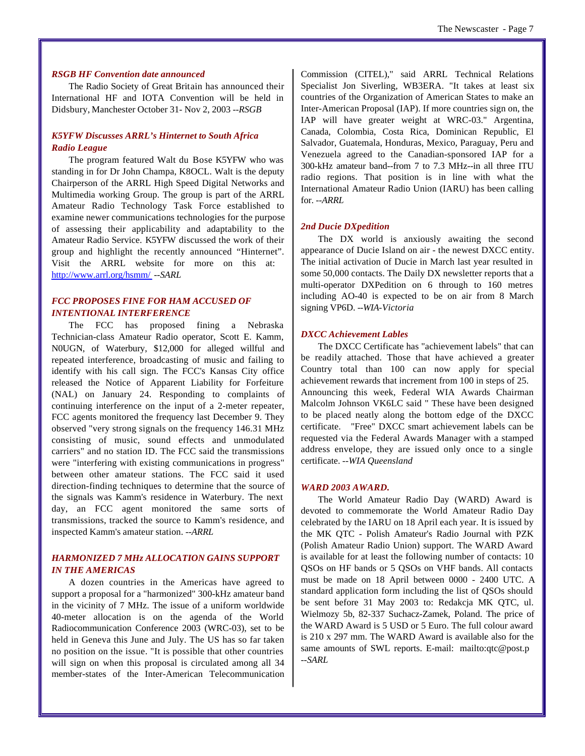### *RSGB HF Convention date announced*

The Radio Society of Great Britain has announced their International HF and IOTA Convention will be held in Didsbury, Manchester October 31- Nov 2, 2003 --*RSGB*

### *K5YFW Discusses ARRL's Hinternet to South Africa Radio League*

The program featured Walt du Bose K5YFW who was standing in for Dr John Champa, K8OCL. Walt is the deputy Chairperson of the ARRL High Speed Digital Networks and Multimedia working Group. The group is part of the ARRL Amateur Radio Technology Task Force established to examine newer communications technologies for the purpose of assessing their applicability and adaptability to the Amateur Radio Service. K5YFW discussed the work of their group and highlight the recently announced "Hinternet". Visit the ARRL website for more on this at: http://www.arrl.org/hsmm/ --*SARL*

### *FCC PROPOSES FINE FOR HAM ACCUSED OF INTENTIONAL INTERFERENCE*

The FCC has proposed fining a Nebraska Technician-class Amateur Radio operator, Scott E. Kamm, N0UGN, of Waterbury, $12,000 for alleged willful and repeated interference, broadcasting of music and failing to identify with his call sign. The FCC's Kansas City office released the Notice of Apparent Liability for Forfeiture (NAL) on January 24. Responding to complaints of continuing interference on the input of a 2-meter repeater, FCC agents monitored the frequency last December 9. They observed "very strong signals on the frequency 146.31 MHz consisting of music, sound effects and unmodulated carriers" and no station ID. The FCC said the transmissions were "interfering with existing communications in progress" between other amateur stations. The FCC said it used direction-finding techniques to determine that the source of the signals was Kamm's residence in Waterbury. The next day, an FCC agent monitored the same sorts of transmissions, tracked the source to Kamm's residence, and inspected Kamm's amateur station. --*ARRL*

### *HARMONIZED 7 MHz ALLOCATION GAINS SUPPORT IN THE AMERICAS*

A dozen countries in the Americas have agreed to support a proposal for a "harmonized" 300-kHz amateur band in the vicinity of 7 MHz. The issue of a uniform worldwide 40-meter allocation is on the agenda of the World Radiocommunication Conference 2003 (WRC-03), set to be held in Geneva this June and July. The US has so far taken no position on the issue. "It is possible that other countries will sign on when this proposal is circulated among all 34 member-states of the Inter-American Telecommunication Commission (CITEL)," said ARRL Technical Relations Specialist Jon Siverling, WB3ERA. "It takes at least six countries of the Organization of American States to make an Inter-American Proposal (IAP). If more countries sign on, the IAP will have greater weight at WRC-03." Argentina, Canada, Colombia, Costa Rica, Dominican Republic, El Salvador, Guatemala, Honduras, Mexico, Paraguay, Peru and Venezuela agreed to the Canadian-sponsored IAP for a 300-kHz amateur band--from 7 to 7.3 MHz--in all three ITU radio regions. That position is in line with what the International Amateur Radio Union (IARU) has been calling for. --*ARRL*

### *2nd Ducie DXpedition*

The DX world is anxiously awaiting the second appearance of Ducie Island on air - the newest DXCC entity. The initial activation of Ducie in March last year resulted in some 50,000 contacts. The Daily DX newsletter reports that a multi-operator DXPedition on 6 through to 160 metres including AO-40 is expected to be on air from 8 March signing VP6D. --*WIA-Victoria*

### *DXCC Achievement Lables*

The DXCC Certificate has "achievement labels" that can be readily attached. Those that have achieved a greater Country total than 100 can now apply for special achievement rewards that increment from 100 in steps of 25. Announcing this week, Federal WIA Awards Chairman Malcolm Johnson VK6LC said " These have been designed to be placed neatly along the bottom edge of the DXCC certificate. "Free" DXCC smart achievement labels can be requested via the Federal Awards Manager with a stamped address envelope, they are issued only once to a single certificate. --*WIA Queensland*

### *WARD 2003 AWARD.*

The World Amateur Radio Day (WARD) Award is devoted to commemorate the World Amateur Radio Day celebrated by the IARU on 18 April each year. It is issued by the MK QTC - Polish Amateur's Radio Journal with PZK (Polish Amateur Radio Union) support. The WARD Award is available for at least the following number of contacts: 10 QSOs on HF bands or 5 QSOs on VHF bands. All contacts must be made on 18 April between 0000 - 2400 UTC. A standard application form including the list of QSOs should be sent before 31 May 2003 to: Redakcja MK QTC, ul. Wielmozy 5b, 82-337 Suchacz-Zamek, Poland. The price of the WARD Award is 5 USD or 5 Euro. The full colour award is 210 x 297 mm. The WARD Award is available also for the same amounts of SWL reports. E-mail: mailto:qtc@post.p --*SARL*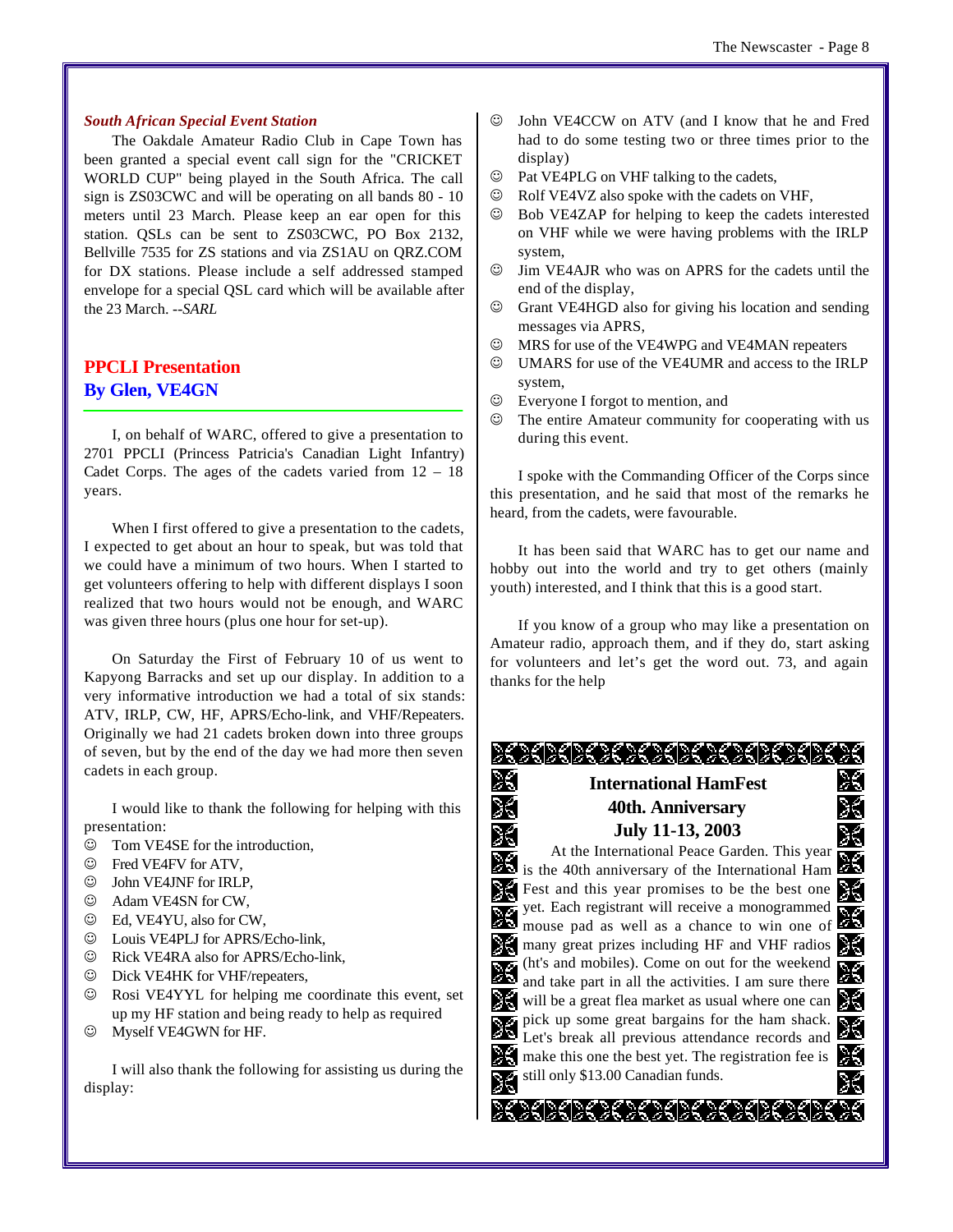### South African Special Event Station

The Oakdale Amateur Radio Club in Cape Town has been granted a special event call sign for the "CRICKET WORLD CUP" being played in the South Africa. The call sign is ZS03CWC and will be operating on all bands 80 - 10 meters until 23 March. Please keep an ear open for this station. QSLs can be sent to ZS03CWC, PO Box 2132, Bellville 7535 for ZS stations and via ZS1AU on QRZ.COM for DX stations. Please include a self addressed stamped envelope for a special QSL card which will be available after the 23 March. *--SARL*

## PPCLI Presentation
### By Glen, VE4GN

I, on behalf of WARC, offered to give a presentation to 2701 PPCLI (Princess Patricia's Canadian Light Infantry) Cadet Corps. The ages of the cadets varied from 12 – 18 years.

When I first offered to give a presentation to the cadets, I expected to get about an hour to speak, but was told that we could have a minimum of two hours. When I started to get volunteers offering to help with different displays I soon realized that two hours would not be enough, and WARC was given three hours (plus one hour for set-up).

On Saturday the First of February 10 of us went to Kapyong Barracks and set up our display. In addition to a very informative introduction we had a total of six stands: ATV, IRLP, CW, HF, APRS/Echo-link, and VHF/Repeaters. Originally we had 21 cadets broken down into three groups of seven, but by the end of the day we had more then seven cadets in each group.

I would like to thank the following for helping with this presentation:

- ☺ Tom VE4SE for the introduction,
- ☺ Fred VE4FV for ATV,
- ☺ John VE4JNF for IRLP,
- ☺ Adam VE4SN for CW,
- ☺ Ed, VE4YU, also for CW,
- ☺ Louis VE4PLJ for APRS/Echo-link,
- ☺ Rick VE4RA also for APRS/Echo-link,
- ☺ Dick VE4HK for VHF/repeaters,
- ☺ Rosi VE4YYL for helping me coordinate this event, set up my HF station and being ready to help as required
- ☺ Myself VE4GWN for HF.

I will also thank the following for assisting us during the display:

- ☺ John VE4CCW on ATV (and I know that he and Fred had to do some testing two or three times prior to the display)
- ☺ Pat VE4PLG on VHF talking to the cadets,
- ☺ Rolf VE4VZ also spoke with the cadets on VHF,
- ☺ Bob VE4ZAP for helping to keep the cadets interested on VHF while we were having problems with the IRLP system,
- ☺ Jim VE4AJR who was on APRS for the cadets until the end of the display,
- ☺ Grant VE4HGD also for giving his location and sending messages via APRS,
- ☺ MRS for use of the VE4WPG and VE4MAN repeaters
- ☺ UMARS for use of the VE4UMR and access to the IRLP system,
- ☺ Everyone I forgot to mention, and
- ☺ The entire Amateur community for cooperating with us during this event.

I spoke with the Commanding Officer of the Corps since this presentation, and he said that most of the remarks he heard, from the cadets, were favourable.

It has been said that WARC has to get our name and hobby out into the world and try to get others (mainly youth) interested, and I think that this is a good start.

If you know of a group who may like a presentation on Amateur radio, approach them, and if they do, start asking for volunteers and let's get the word out. 73, and again thanks for the help

**International HamFest**
**40th. Anniversary**
**July 11-13, 2003**

At the International Peace Garden. This year is the 40th anniversary of the International Ham Fest and this year promises to be the best one yet. Each registrant will receive a monogrammed mouse pad as well as a chance to win one of many great prizes including HF and VHF radios (ht's and mobiles). Come on out for the weekend and take part in all the activities. I am sure there will be a great flea market as usual where one can pick up some great bargains for the ham shack. Let's break all previous attendance records and make this one the best yet. The registration fee is still only $13.00 Canadian funds.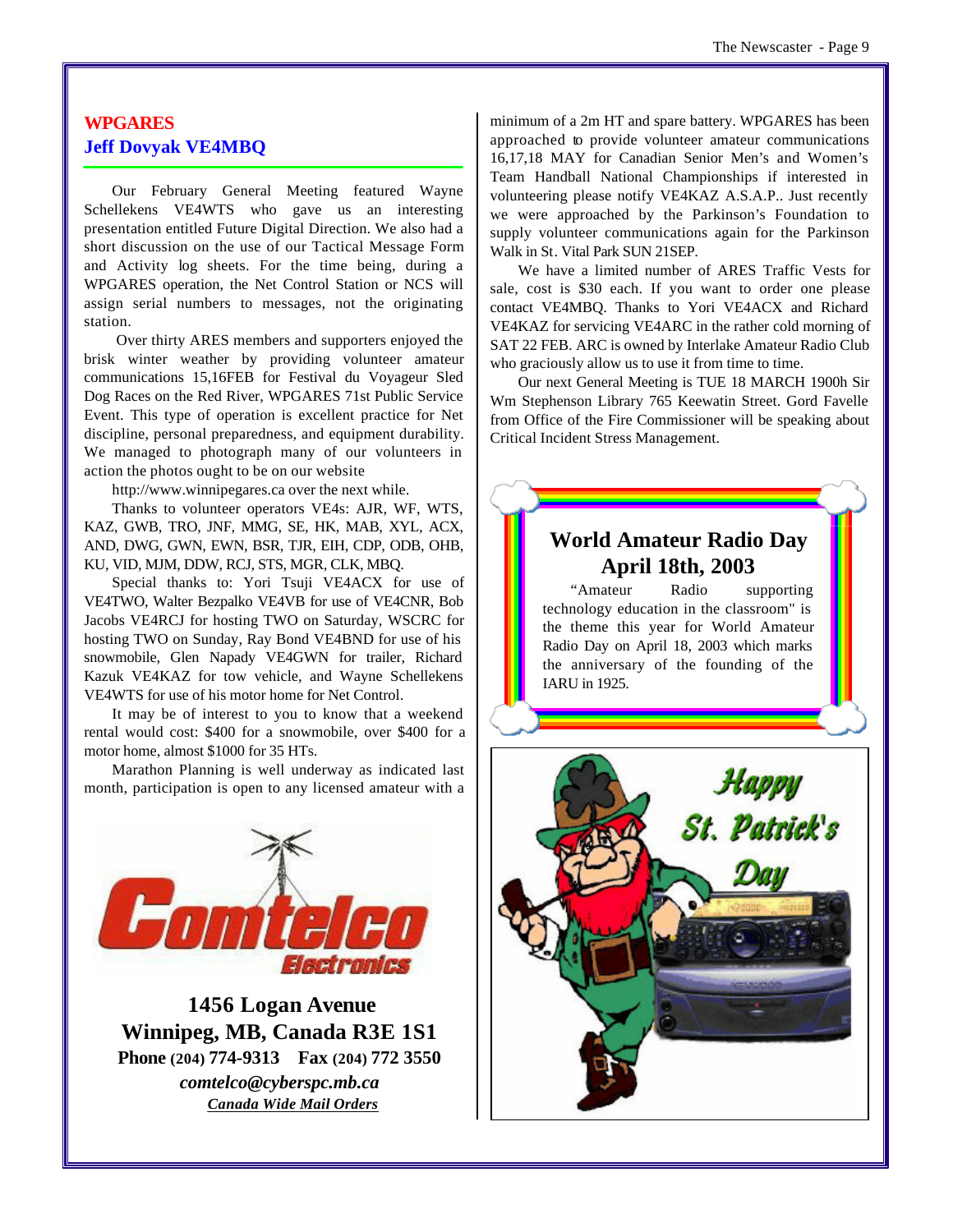## WPGARES
### Jeff Dovyak VE4MBQ

Our February General Meeting featured Wayne Schellekens VE4WTS who gave us an interesting presentation entitled Future Digital Direction. We also had a short discussion on the use of our Tactical Message Form and Activity log sheets. For the time being, during a WPGARES operation, the Net Control Station or NCS will assign serial numbers to messages, not the originating station.

Over thirty ARES members and supporters enjoyed the brisk winter weather by providing volunteer amateur communications 15,16FEB for Festival du Voyageur Sled Dog Races on the Red River, WPGARES 71st Public Service Event. This type of operation is excellent practice for Net discipline, personal preparedness, and equipment durability. We managed to photograph many of our volunteers in action the photos ought to be on our website

http://www.winnipegares.ca over the next while.

Thanks to volunteer operators VE4s: AJR, WF, WTS, KAZ, GWB, TRO, JNF, MMG, SE, HK, MAB, XYL, ACX, AND, DWG, GWN, EWN, BSR, TJR, EIH, CDP, ODB, OHB, KU, VID, MJM, DDW, RCJ, STS, MGR, CLK, MBQ.

Special thanks to: Yori Tsuji VE4ACX for use of VE4TWO, Walter Bezpalko VE4VB for use of VE4CNR, Bob Jacobs VE4RCJ for hosting TWO on Saturday, WSCRC for hosting TWO on Sunday, Ray Bond VE4BND for use of his snowmobile, Glen Napady VE4GWN for trailer, Richard Kazuk VE4KAZ for tow vehicle, and Wayne Schellekens VE4WTS for use of his motor home for Net Control.

It may be of interest to you to know that a weekend rental would cost: $400 for a snowmobile, over $400 for a motor home, almost $1000 for 35 HTs.

Marathon Planning is well underway as indicated last month, participation is open to any licensed amateur with a minimum of a 2m HT and spare battery. WPGARES has been approached to provide volunteer amateur communications 16,17,18 MAY for Canadian Senior Men's and Women's Team Handball National Championships if interested in volunteering please notify VE4KAZ A.S.A.P.. Just recently we were approached by the Parkinson's Foundation to supply volunteer communications again for the Parkinson Walk in St. Vital Park SUN 21SEP.

We have a limited number of ARES Traffic Vests for sale, cost is $30 each. If you want to order one please contact VE4MBQ. Thanks to Yori VE4ACX and Richard VE4KAZ for servicing VE4ARC in the rather cold morning of SAT 22 FEB. ARC is owned by Interlake Amateur Radio Club who graciously allow us to use it from time to time.

Our next General Meeting is TUE 18 MARCH 1900h Sir Wm Stephenson Library 765 Keewatin Street. Gord Favelle from Office of the Fire Commissioner will be speaking about Critical Incident Stress Management.

**Comtelco Electronics**

**1456 Logan Avenue**
**Winnipeg, MB, Canada R3E 1S1**
**Phone (204) 774-9313 Fax (204) 772 3550**
***comtelco@cyberspc.mb.ca***
***Canada Wide Mail Orders***

## World Amateur Radio Day
## April 18th, 2003

"Amateur Radio supporting technology education in the classroom" is the theme this year for World Amateur Radio Day on April 18, 2003 which marks the anniversary of the founding of the IARU in 1925.

**Happy St. Patrick's Day**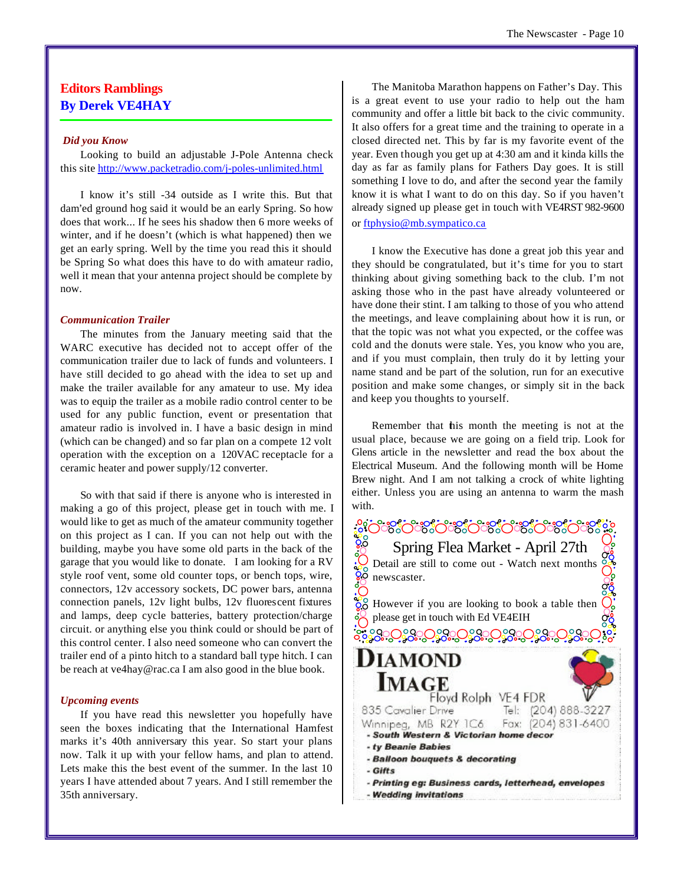## Editors Ramblings
## By Derek VE4HAY

### *Did you Know*

Looking to build an adjustable J-Pole Antenna check this site http://www.packetradio.com/j-poles-unlimited.html

I know it's still -34 outside as I write this. But that dam'ed ground hog said it would be an early Spring. So how does that work... If he sees his shadow then 6 more weeks of winter, and if he doesn't (which is what happened) then we get an early spring. Well by the time you read this it should be Spring So what does this have to do with amateur radio, well it mean that your antenna project should be complete by now.

### *Communication Trailer*

The minutes from the January meeting said that the WARC executive has decided not to accept offer of the communication trailer due to lack of funds and volunteers. I have still decided to go ahead with the idea to set up and make the trailer available for any amateur to use. My idea was to equip the trailer as a mobile radio control center to be used for any public function, event or presentation that amateur radio is involved in. I have a basic design in mind (which can be changed) and so far plan on a compete 12 volt operation with the exception on a 120VAC receptacle for a ceramic heater and power supply/12 converter.

So with that said if there is anyone who is interested in making a go of this project, please get in touch with me. I would like to get as much of the amateur community together on this project as I can. If you can not help out with the building, maybe you have some old parts in the back of the garage that you would like to donate. I am looking for a RV style roof vent, some old counter tops, or bench tops, wire, connectors, 12v accessory sockets, DC power bars, antenna connection panels, 12v light bulbs, 12v fluorescent fixtures and lamps, deep cycle batteries, battery protection/charge circuit. or anything else you think could or should be part of this control center. I also need someone who can convert the trailer end of a pinto hitch to a standard ball type hitch. I can be reach at ve4hay@rac.ca I am also good in the blue book.

### *Upcoming events*

If you have read this newsletter you hopefully have seen the boxes indicating that the International Hamfest marks it's 40th anniversary this year. So start your plans now. Talk it up with your fellow hams, and plan to attend. Lets make this the best event of the summer. In the last 10 years I have attended about 7 years. And I still remember the 35th anniversary.

The Manitoba Marathon happens on Father's Day. This is a great event to use your radio to help out the ham community and offer a little bit back to the civic community. It also offers for a great time and the training to operate in a closed directed net. This by far is my favorite event of the year. Even though you get up at 4:30 am and it kinda kills the day as far as family plans for Fathers Day goes. It is still something I love to do, and after the second year the family know it is what I want to do on this day. So if you haven't already signed up please get in touch with VE4RST 982-9600 or ftphysio@mb.sympatico.ca

I know the Executive has done a great job this year and they should be congratulated, but it's time for you to start thinking about giving something back to the club. I'm not asking those who in the past have already volunteered or have done their stint. I am talking to those of you who attend the meetings, and leave complaining about how it is run, or that the topic was not what you expected, or the coffee was cold and the donuts were stale. Yes, you know who you are, and if you must complain, then truly do it by letting your name stand and be part of the solution, run for an executive position and make some changes, or simply sit in the back and keep you thoughts to yourself.

Remember that this month the meeting is not at the usual place, because we are going on a field trip. Look for Glens article in the newsletter and read the box about the Electrical Museum. And the following month will be Home Brew night. And I am not talking a crock of white lighting either. Unless you are using an antenna to warm the mash with.

---

**Spring Flea Market - April 27th**

Detail are still to come out - Watch next months newscaster.

However if you are looking to book a table then please get in touch with Ed VE4EIH

---

**DIAMOND IMAGE**

Floyd Rolph VE4 FDR

835 Cavalier Drive
Winnipeg, MB R2Y 1C6

Tel: (204) 888-3227
Fax: (204) 831-6400

- South Western & Victorian home decor
- ty Beanie Babies
- Balloon bouquets & decorating
- Gifts
- Printing eg: Business cards, letterhead, envelopes
- Wedding invitations